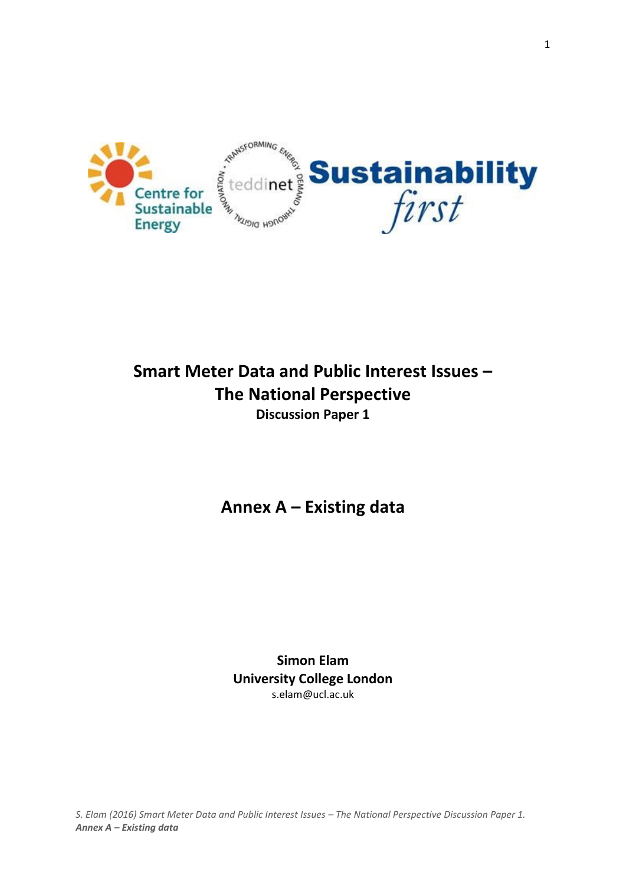# Smart Meter Data and Public Interest Issues – The National Perspective

**Discussion Paper 1**

## Annex A – Existing data

**Simon Elam**
**University College London**
s.elam@ucl.ac.uk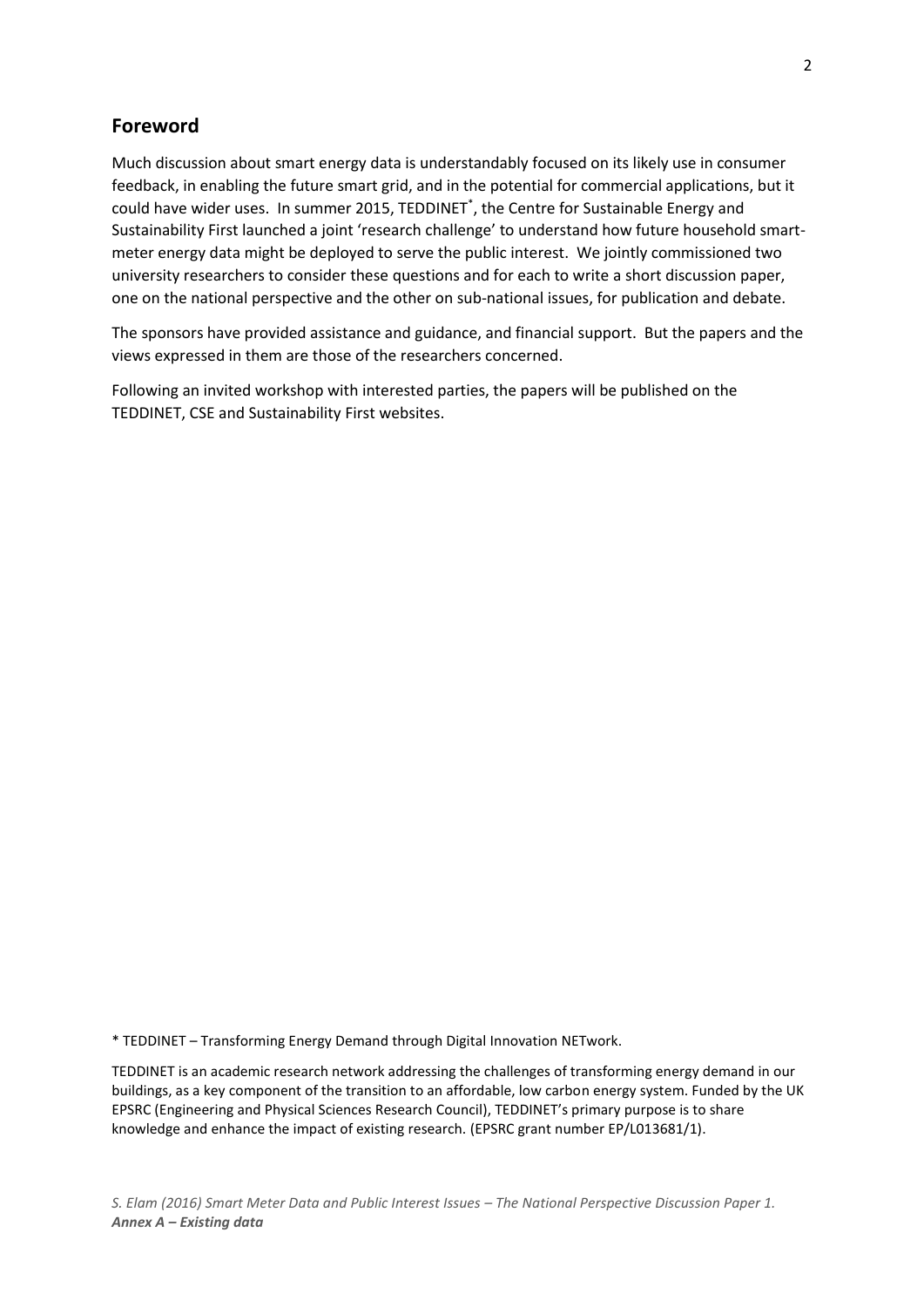## Foreword

Much discussion about smart energy data is understandably focused on its likely use in consumer feedback, in enabling the future smart grid, and in the potential for commercial applications, but it could have wider uses. In summer 2015, TEDDINET*, the Centre for Sustainable Energy and Sustainability First launched a joint 'research challenge' to understand how future household smart-meter energy data might be deployed to serve the public interest. We jointly commissioned two university researchers to consider these questions and for each to write a short discussion paper, one on the national perspective and the other on sub-national issues, for publication and debate.

The sponsors have provided assistance and guidance, and financial support. But the papers and the views expressed in them are those of the researchers concerned.

Following an invited workshop with interested parties, the papers will be published on the TEDDINET, CSE and Sustainability First websites.

* TEDDINET – Transforming Energy Demand through Digital Innovation NETwork.

TEDDINET is an academic research network addressing the challenges of transforming energy demand in our buildings, as a key component of the transition to an affordable, low carbon energy system. Funded by the UK EPSRC (Engineering and Physical Sciences Research Council), TEDDINET's primary purpose is to share knowledge and enhance the impact of existing research. (EPSRC grant number EP/L013681/1).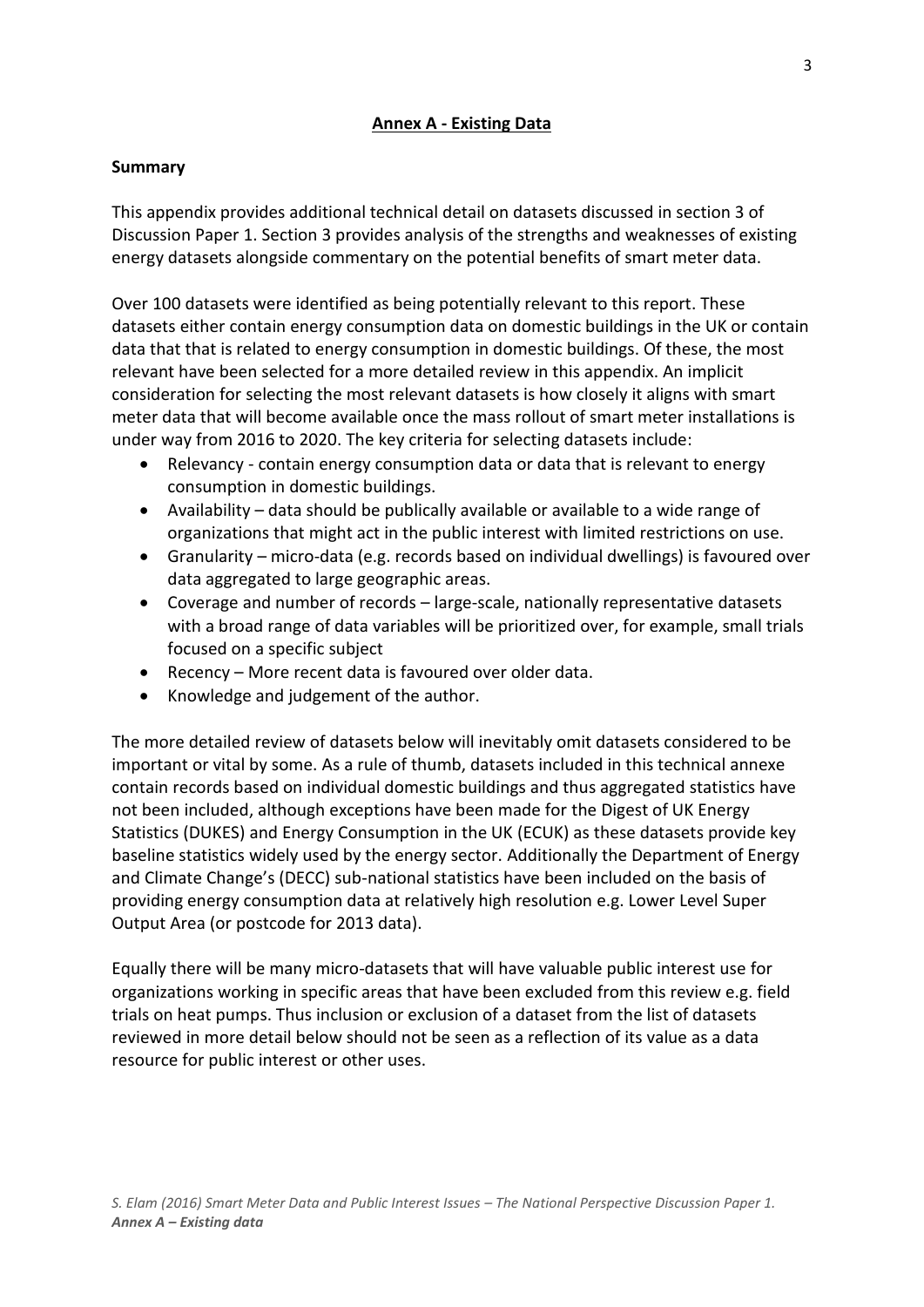## Annex A - Existing Data

### Summary

This appendix provides additional technical detail on datasets discussed in section 3 of Discussion Paper 1. Section 3 provides analysis of the strengths and weaknesses of existing energy datasets alongside commentary on the potential benefits of smart meter data.

Over 100 datasets were identified as being potentially relevant to this report. These datasets either contain energy consumption data on domestic buildings in the UK or contain data that that is related to energy consumption in domestic buildings. Of these, the most relevant have been selected for a more detailed review in this appendix. An implicit consideration for selecting the most relevant datasets is how closely it aligns with smart meter data that will become available once the mass rollout of smart meter installations is under way from 2016 to 2020. The key criteria for selecting datasets include:

- Relevancy - contain energy consumption data or data that is relevant to energy consumption in domestic buildings.
- Availability – data should be publically available or available to a wide range of organizations that might act in the public interest with limited restrictions on use.
- Granularity – micro-data (e.g. records based on individual dwellings) is favoured over data aggregated to large geographic areas.
- Coverage and number of records – large-scale, nationally representative datasets with a broad range of data variables will be prioritized over, for example, small trials focused on a specific subject
- Recency – More recent data is favoured over older data.
- Knowledge and judgement of the author.

The more detailed review of datasets below will inevitably omit datasets considered to be important or vital by some. As a rule of thumb, datasets included in this technical annexe contain records based on individual domestic buildings and thus aggregated statistics have not been included, although exceptions have been made for the Digest of UK Energy Statistics (DUKES) and Energy Consumption in the UK (ECUK) as these datasets provide key baseline statistics widely used by the energy sector. Additionally the Department of Energy and Climate Change's (DECC) sub-national statistics have been included on the basis of providing energy consumption data at relatively high resolution e.g. Lower Level Super Output Area (or postcode for 2013 data).

Equally there will be many micro-datasets that will have valuable public interest use for organizations working in specific areas that have been excluded from this review e.g. field trials on heat pumps. Thus inclusion or exclusion of a dataset from the list of datasets reviewed in more detail below should not be seen as a reflection of its value as a data resource for public interest or other uses.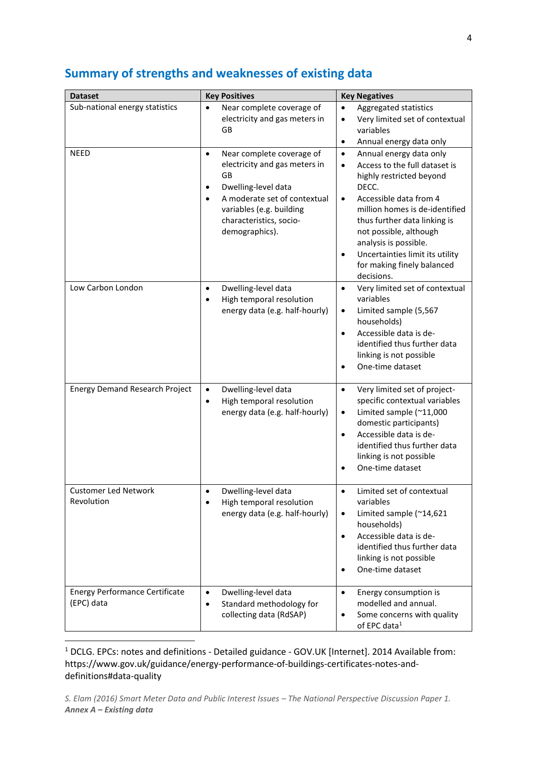## Summary of strengths and weaknesses of existing data

| Dataset | Key Positives | Key Negatives |
|---|---|---|
| Sub-national energy statistics | • Near complete coverage of electricity and gas meters in GB | • Aggregated statistics<br>• Very limited set of contextual variables<br>• Annual energy data only |
| NEED | • Near complete coverage of electricity and gas meters in GB<br>• Dwelling-level data<br>• A moderate set of contextual variables (e.g. building characteristics, socio-demographics). | • Annual energy data only<br>• Access to the full dataset is highly restricted beyond DECC.<br>• Accessible data from 4 million homes is de-identified thus further data linking is not possible, although analysis is possible.<br>• Uncertainties limit its utility for making finely balanced decisions. |
| Low Carbon London | • Dwelling-level data<br>• High temporal resolution energy data (e.g. half-hourly) | • Very limited set of contextual variables<br>• Limited sample (5,567 households)<br>• Accessible data is de-identified thus further data linking is not possible<br>• One-time dataset |
| Energy Demand Research Project | • Dwelling-level data<br>• High temporal resolution energy data (e.g. half-hourly) | • Very limited set of project-specific contextual variables<br>• Limited sample (~11,000 domestic participants)<br>• Accessible data is de-identified thus further data linking is not possible<br>• One-time dataset |
| Customer Led Network Revolution | • Dwelling-level data<br>• High temporal resolution energy data (e.g. half-hourly) | • Limited set of contextual variables<br>• Limited sample (~14,621 households)<br>• Accessible data is de-identified thus further data linking is not possible<br>• One-time dataset |
| Energy Performance Certificate (EPC) data | • Dwelling-level data<br>• Standard methodology for collecting data (RdSAP) | • Energy consumption is modelled and annual.<br>• Some concerns with quality of EPC data[1] |

[1] DCLG. EPCs: notes and definitions - Detailed guidance - GOV.UK [Internet]. 2014 Available from: https://www.gov.uk/guidance/energy-performance-of-buildings-certificates-notes-and-definitions#data-quality

*S. Elam (2016) Smart Meter Data and Public Interest Issues – The National Perspective Discussion Paper 1.*
***Annex A – Existing data***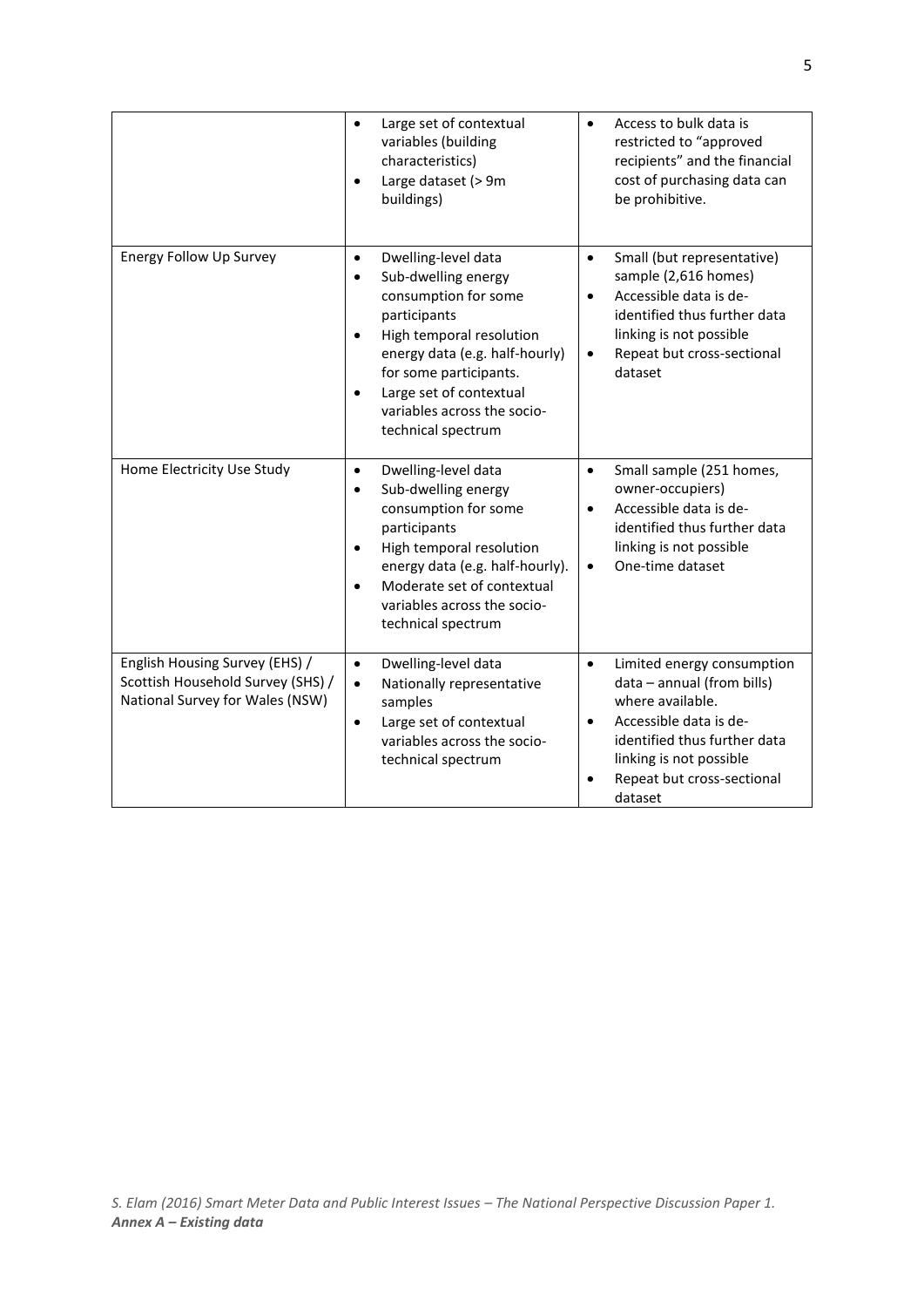| | | |
|---|---|---|
| | • Large set of contextual variables (building characteristics)<br>• Large dataset (> 9m buildings) | • Access to bulk data is restricted to "approved recipients" and the financial cost of purchasing data can be prohibitive. |
| Energy Follow Up Survey | • Dwelling-level data<br>• Sub-dwelling energy consumption for some participants<br>• High temporal resolution energy data (e.g. half-hourly) for some participants.<br>• Large set of contextual variables across the socio-technical spectrum | • Small (but representative) sample (2,616 homes)<br>• Accessible data is de-identified thus further data linking is not possible<br>• Repeat but cross-sectional dataset |
| Home Electricity Use Study | • Dwelling-level data<br>• Sub-dwelling energy consumption for some participants<br>• High temporal resolution energy data (e.g. half-hourly).<br>• Moderate set of contextual variables across the socio-technical spectrum | • Small sample (251 homes, owner-occupiers)<br>• Accessible data is de-identified thus further data linking is not possible<br>• One-time dataset |
| English Housing Survey (EHS) / Scottish Household Survey (SHS) / National Survey for Wales (NSW) | • Dwelling-level data<br>• Nationally representative samples<br>• Large set of contextual variables across the socio-technical spectrum | • Limited energy consumption data – annual (from bills) where available.<br>• Accessible data is de-identified thus further data linking is not possible<br>• Repeat but cross-sectional dataset |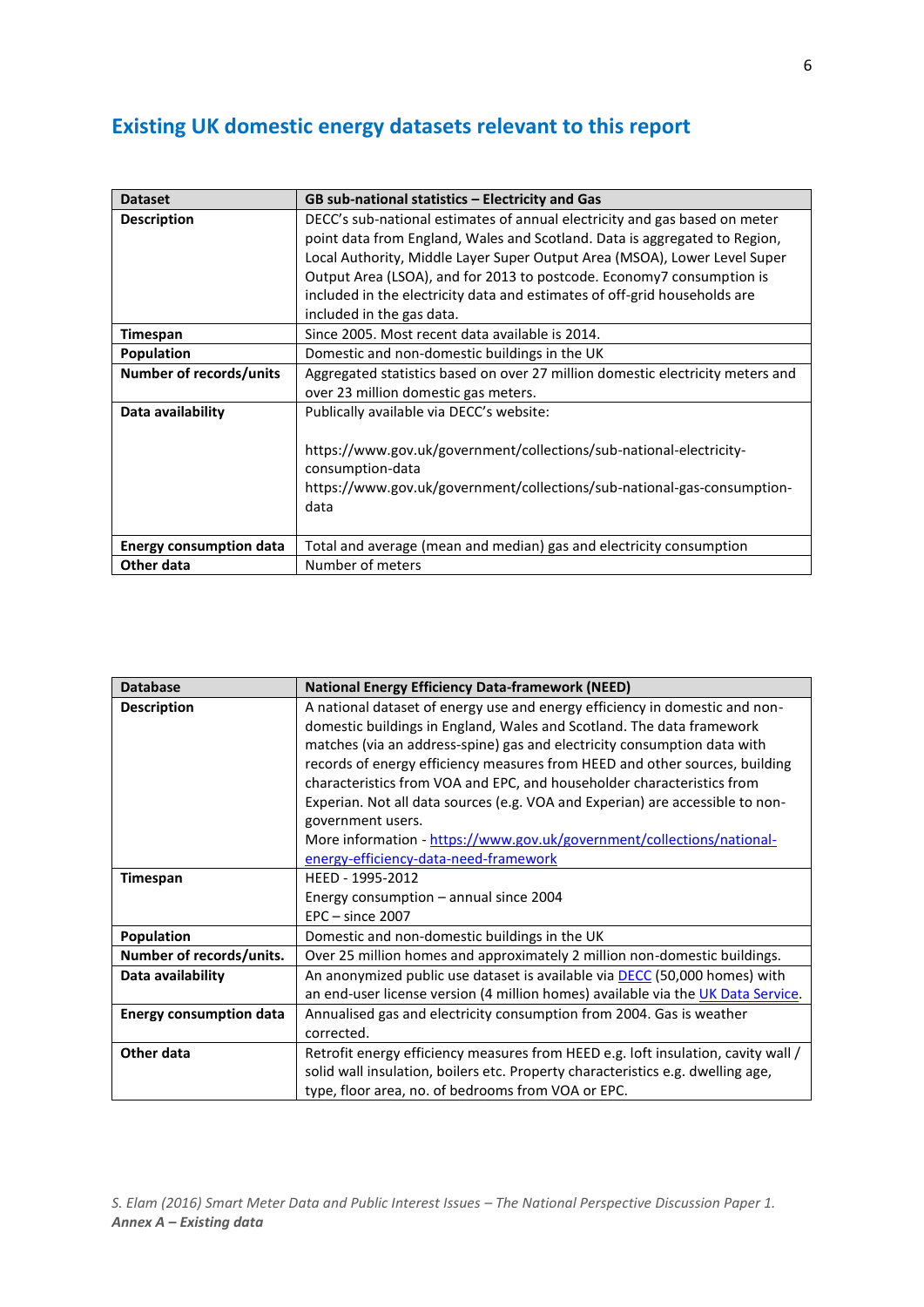## Existing UK domestic energy datasets relevant to this report

| Dataset | GB sub-national statistics – Electricity and Gas |
|---|---|
| **Description** | DECC's sub-national estimates of annual electricity and gas based on meter point data from England, Wales and Scotland. Data is aggregated to Region, Local Authority, Middle Layer Super Output Area (MSOA), Lower Level Super Output Area (LSOA), and for 2013 to postcode. Economy7 consumption is included in the electricity data and estimates of off-grid households are included in the gas data. |
| **Timespan** | Since 2005. Most recent data available is 2014. |
| **Population** | Domestic and non-domestic buildings in the UK |
| **Number of records/units** | Aggregated statistics based on over 27 million domestic electricity meters and over 23 million domestic gas meters. |
| **Data availability** | Publically available via DECC's website:<br><br>https://www.gov.uk/government/collections/sub-national-electricity-consumption-data<br>https://www.gov.uk/government/collections/sub-national-gas-consumption-data |
| **Energy consumption data** | Total and average (mean and median) gas and electricity consumption |
| **Other data** | Number of meters |

| Database | National Energy Efficiency Data-framework (NEED) |
|---|---|
| **Description** | A national dataset of energy use and energy efficiency in domestic and non-domestic buildings in England, Wales and Scotland. The data framework matches (via an address-spine) gas and electricity consumption data with records of energy efficiency measures from HEED and other sources, building characteristics from VOA and EPC, and householder characteristics from Experian. Not all data sources (e.g. VOA and Experian) are accessible to non-government users.<br>More information - https://www.gov.uk/government/collections/national-energy-efficiency-data-need-framework |
| **Timespan** | HEED - 1995-2012<br>Energy consumption – annual since 2004<br>EPC – since 2007 |
| **Population** | Domestic and non-domestic buildings in the UK |
| **Number of records/units.** | Over 25 million homes and approximately 2 million non-domestic buildings. |
| **Data availability** | An anonymized public use dataset is available via DECC (50,000 homes) with an end-user license version (4 million homes) available via the UK Data Service. |
| **Energy consumption data** | Annualised gas and electricity consumption from 2004. Gas is weather corrected. |
| **Other data** | Retrofit energy efficiency measures from HEED e.g. loft insulation, cavity wall / solid wall insulation, boilers etc. Property characteristics e.g. dwelling age, type, floor area, no. of bedrooms from VOA or EPC. |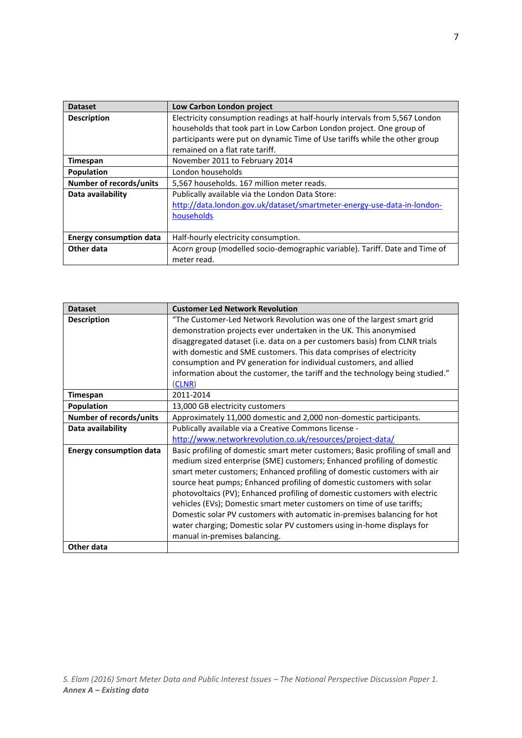| Dataset | Low Carbon London project |
|---|---|
| **Description** | Electricity consumption readings at half-hourly intervals from 5,567 London households that took part in Low Carbon London project. One group of participants were put on dynamic Time of Use tariffs while the other group remained on a flat rate tariff. |
| **Timespan** | November 2011 to February 2014 |
| **Population** | London households |
| **Number of records/units** | 5,567 households. 167 million meter reads. |
| **Data availability** | Publically available via the London Data Store: [http://data.london.gov.uk/dataset/smartmeter-energy-use-data-in-london-households](http://data.london.gov.uk/dataset/smartmeter-energy-use-data-in-london-households) |
| **Energy consumption data** | Half-hourly electricity consumption. |
| **Other data** | Acorn group (modelled socio-demographic variable). Tariff. Date and Time of meter read. |

| Dataset | Customer Led Network Revolution |
|---|---|
| **Description** | "The Customer-Led Network Revolution was one of the largest smart grid demonstration projects ever undertaken in the UK. This anonymised disaggregated dataset (i.e. data on a per customers basis) from CLNR trials with domestic and SME customers. This data comprises of electricity consumption and PV generation for individual customers, and allied information about the customer, the tariff and the technology being studied." ([CLNR](http://www.networkrevolution.co.uk/resources/project-data/)) |
| **Timespan** | 2011-2014 |
| **Population** | 13,000 GB electricity customers |
| **Number of records/units** | Approximately 11,000 domestic and 2,000 non-domestic participants. |
| **Data availability** | Publically available via a Creative Commons license - [http://www.networkrevolution.co.uk/resources/project-data/](http://www.networkrevolution.co.uk/resources/project-data/) |
| **Energy consumption data** | Basic profiling of domestic smart meter customers; Basic profiling of small and medium sized enterprise (SME) customers; Enhanced profiling of domestic smart meter customers; Enhanced profiling of domestic customers with air source heat pumps; Enhanced profiling of domestic customers with solar photovoltaics (PV); Enhanced profiling of domestic customers with electric vehicles (EVs); Domestic smart meter customers on time of use tariffs; Domestic solar PV customers with automatic in-premises balancing for hot water charging; Domestic solar PV customers using in-home displays for manual in-premises balancing. |
| **Other data** | |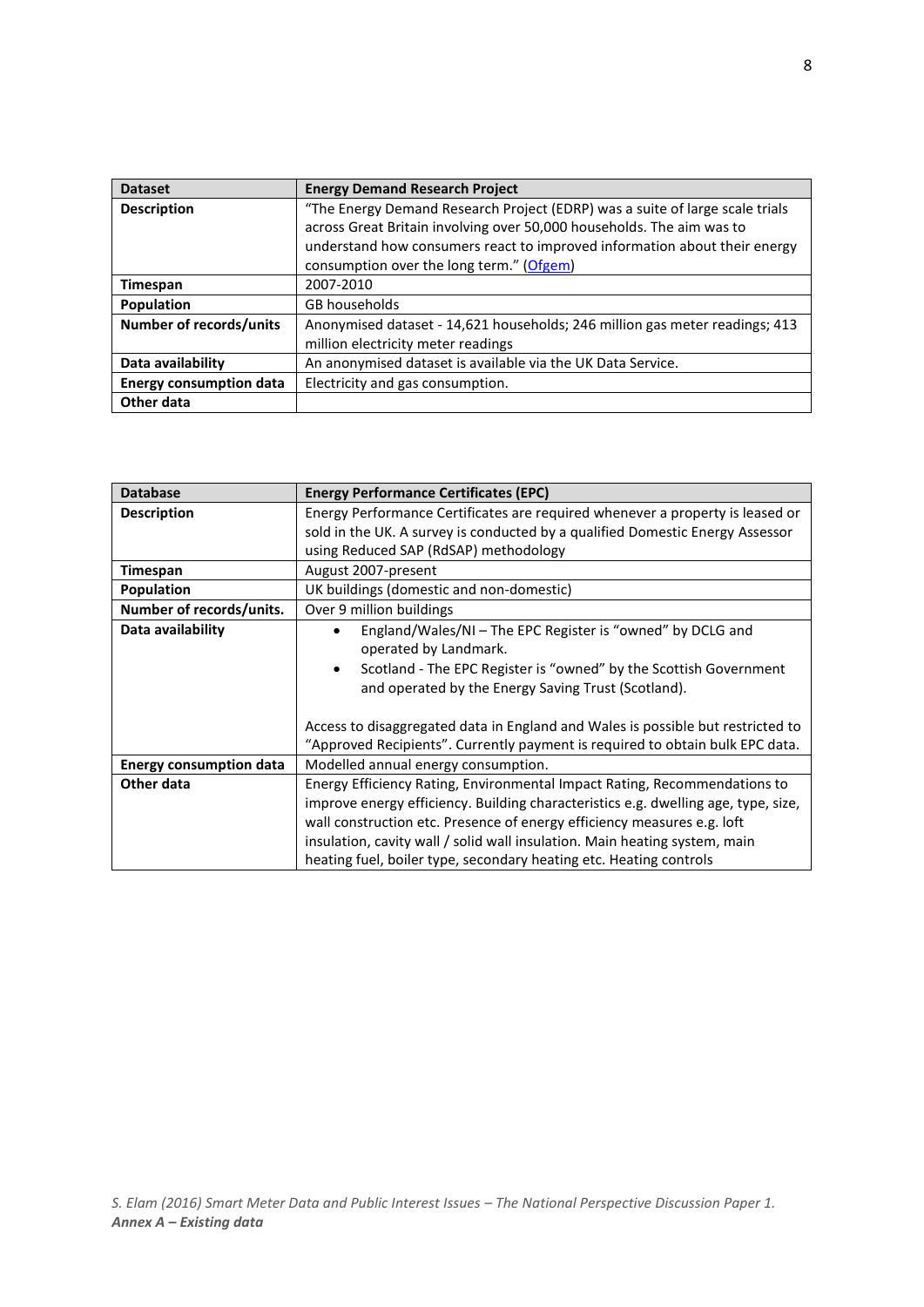| Dataset | Energy Demand Research Project |
| --- | --- |
| **Description** | "The Energy Demand Research Project (EDRP) was a suite of large scale trials across Great Britain involving over 50,000 households. The aim was to understand how consumers react to improved information about their energy consumption over the long term." (Ofgem) |
| **Timespan** | 2007-2010 |
| **Population** | GB households |
| **Number of records/units** | Anonymised dataset - 14,621 households; 246 million gas meter readings; 413 million electricity meter readings |
| **Data availability** | An anonymised dataset is available via the UK Data Service. |
| **Energy consumption data** | Electricity and gas consumption. |
| **Other data** | |

| Database | Energy Performance Certificates (EPC) |
| --- | --- |
| **Description** | Energy Performance Certificates are required whenever a property is leased or sold in the UK. A survey is conducted by a qualified Domestic Energy Assessor using Reduced SAP (RdSAP) methodology |
| **Timespan** | August 2007-present |
| **Population** | UK buildings (domestic and non-domestic) |
| **Number of records/units.** | Over 9 million buildings |
| **Data availability** | • England/Wales/NI – The EPC Register is "owned" by DCLG and operated by Landmark.<br>• Scotland - The EPC Register is "owned" by the Scottish Government and operated by the Energy Saving Trust (Scotland).<br><br>Access to disaggregated data in England and Wales is possible but restricted to "Approved Recipients". Currently payment is required to obtain bulk EPC data. |
| **Energy consumption data** | Modelled annual energy consumption. |
| **Other data** | Energy Efficiency Rating, Environmental Impact Rating, Recommendations to improve energy efficiency. Building characteristics e.g. dwelling age, type, size, wall construction etc. Presence of energy efficiency measures e.g. loft insulation, cavity wall / solid wall insulation. Main heating system, main heating fuel, boiler type, secondary heating etc. Heating controls |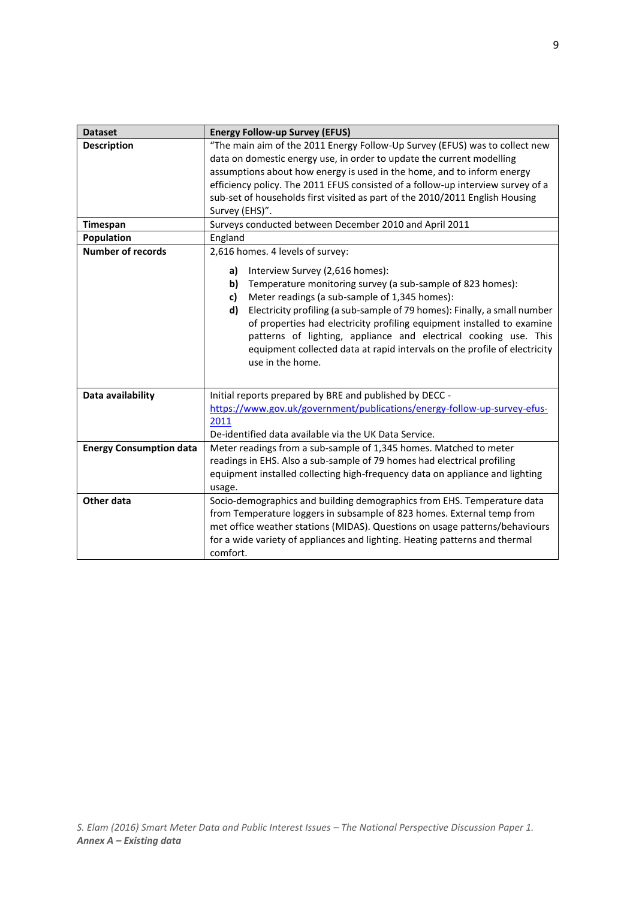| Dataset | Energy Follow-up Survey (EFUS) |
|---|---|
| **Description** | "The main aim of the 2011 Energy Follow-Up Survey (EFUS) was to collect new data on domestic energy use, in order to update the current modelling assumptions about how energy is used in the home, and to inform energy efficiency policy. The 2011 EFUS consisted of a follow-up interview survey of a sub-set of households first visited as part of the 2010/2011 English Housing Survey (EHS)". |
| **Timespan** | Surveys conducted between December 2010 and April 2011 |
| **Population** | England |
| **Number of records** | 2,616 homes. 4 levels of survey:<br>**a)** Interview Survey (2,616 homes):<br>**b)** Temperature monitoring survey (a sub-sample of 823 homes):<br>**c)** Meter readings (a sub-sample of 1,345 homes):<br>**d)** Electricity profiling (a sub-sample of 79 homes): Finally, a small number of properties had electricity profiling equipment installed to examine patterns of lighting, appliance and electrical cooking use. This equipment collected data at rapid intervals on the profile of electricity use in the home. |
| **Data availability** | Initial reports prepared by BRE and published by DECC - [https://www.gov.uk/government/publications/energy-follow-up-survey-efus-2011](https://www.gov.uk/government/publications/energy-follow-up-survey-efus-2011)<br>De-identified data available via the UK Data Service. |
| **Energy Consumption data** | Meter readings from a sub-sample of 1,345 homes. Matched to meter readings in EHS. Also a sub-sample of 79 homes had electrical profiling equipment installed collecting high-frequency data on appliance and lighting usage. |
| **Other data** | Socio-demographics and building demographics from EHS. Temperature data from Temperature loggers in subsample of 823 homes. External temp from met office weather stations (MIDAS). Questions on usage patterns/behaviours for a wide variety of appliances and lighting. Heating patterns and thermal comfort. |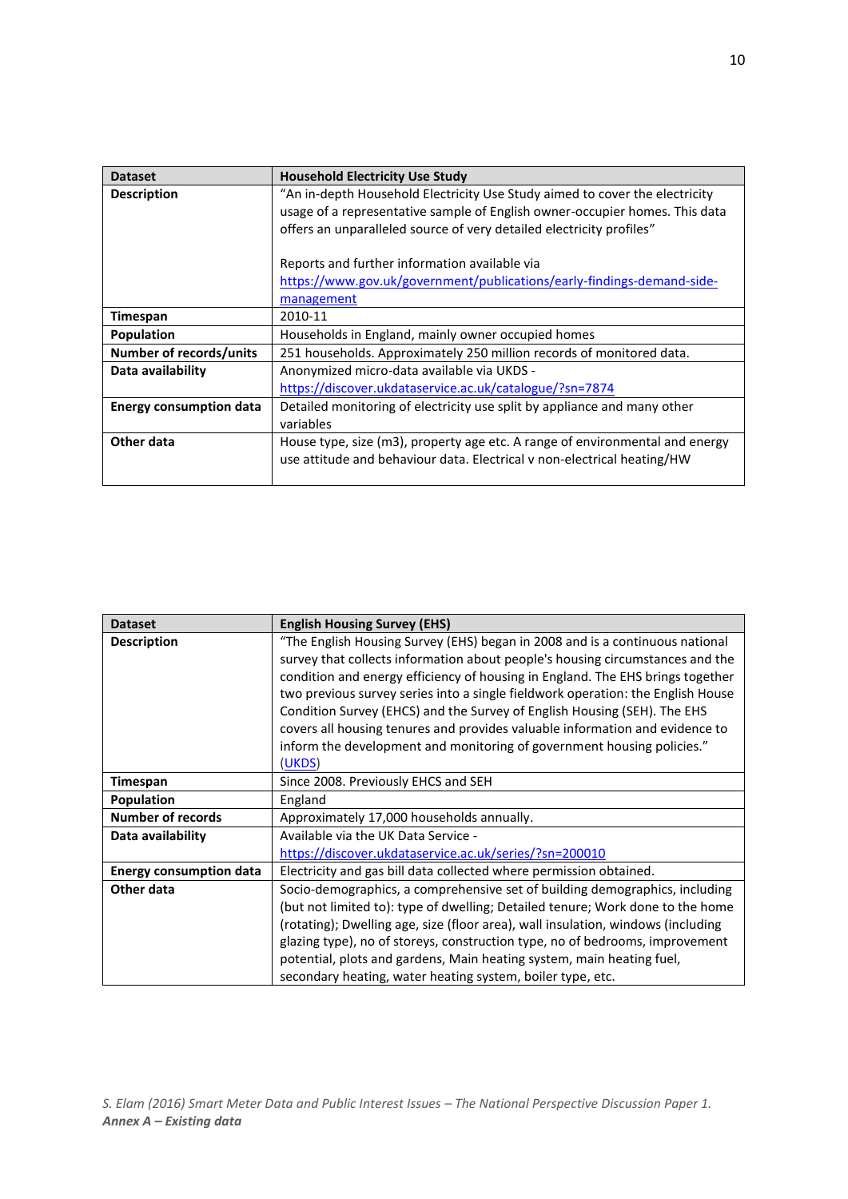| Dataset | Household Electricity Use Study |
|---|---|
| **Description** | "An in-depth Household Electricity Use Study aimed to cover the electricity usage of a representative sample of English owner-occupier homes. This data offers an unparalleled source of very detailed electricity profiles"<br><br>Reports and further information available via https://www.gov.uk/government/publications/early-findings-demand-side-management |
| **Timespan** | 2010-11 |
| **Population** | Households in England, mainly owner occupied homes |
| **Number of records/units** | 251 households. Approximately 250 million records of monitored data. |
| **Data availability** | Anonymized micro-data available via UKDS - https://discover.ukdataservice.ac.uk/catalogue/?sn=7874 |
| **Energy consumption data** | Detailed monitoring of electricity use split by appliance and many other variables |
| **Other data** | House type, size (m3), property age etc. A range of environmental and energy use attitude and behaviour data. Electrical v non-electrical heating/HW |

| Dataset | English Housing Survey (EHS) |
|---|---|
| **Description** | "The English Housing Survey (EHS) began in 2008 and is a continuous national survey that collects information about people's housing circumstances and the condition and energy efficiency of housing in England. The EHS brings together two previous survey series into a single fieldwork operation: the English House Condition Survey (EHCS) and the Survey of English Housing (SEH). The EHS covers all housing tenures and provides valuable information and evidence to inform the development and monitoring of government housing policies." (UKDS) |
| **Timespan** | Since 2008. Previously EHCS and SEH |
| **Population** | England |
| **Number of records** | Approximately 17,000 households annually. |
| **Data availability** | Available via the UK Data Service - https://discover.ukdataservice.ac.uk/series/?sn=200010 |
| **Energy consumption data** | Electricity and gas bill data collected where permission obtained. |
| **Other data** | Socio-demographics, a comprehensive set of building demographics, including (but not limited to): type of dwelling; Detailed tenure; Work done to the home (rotating); Dwelling age, size (floor area), wall insulation, windows (including glazing type), no of storeys, construction type, no of bedrooms, improvement potential, plots and gardens, Main heating system, main heating fuel, secondary heating, water heating system, boiler type, etc. |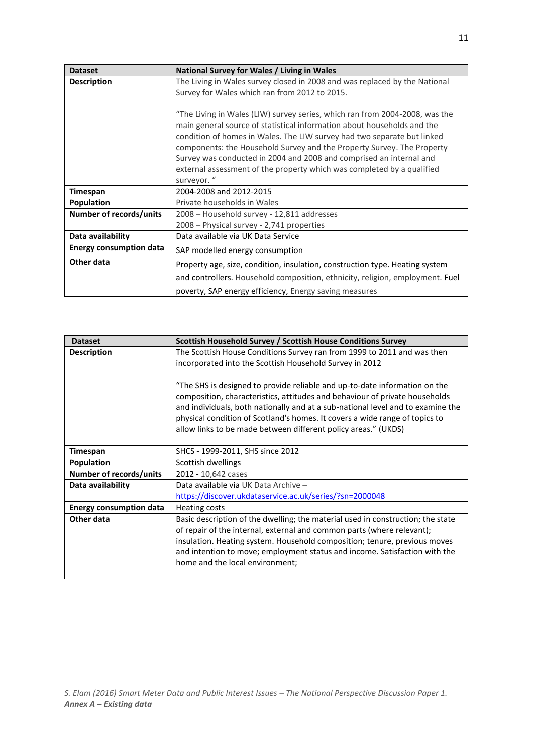| Dataset | National Survey for Wales / Living in Wales |
|---|---|
| Description | The Living in Wales survey closed in 2008 and was replaced by the National Survey for Wales which ran from 2012 to 2015.<br><br>"The Living in Wales (LIW) survey series, which ran from 2004-2008, was the main general source of statistical information about households and the condition of homes in Wales. The LIW survey had two separate but linked components: the Household Survey and the Property Survey. The Property Survey was conducted in 2004 and 2008 and comprised an internal and external assessment of the property which was completed by a qualified surveyor. " |
| Timespan | 2004-2008 and 2012-2015 |
| Population | Private households in Wales |
| Number of records/units | 2008 – Household survey - 12,811 addresses<br>2008 – Physical survey - 2,741 properties |
| Data availability | Data available via UK Data Service |
| Energy consumption data | SAP modelled energy consumption |
| Other data | Property age, size, condition, insulation, construction type. Heating system and controllers. Household composition, ethnicity, religion, employment. Fuel poverty, SAP energy efficiency, Energy saving measures |

| Dataset | Scottish Household Survey / Scottish House Conditions Survey |
|---|---|
| Description | The Scottish House Conditions Survey ran from 1999 to 2011 and was then incorporated into the Scottish Household Survey in 2012<br><br>"The SHS is designed to provide reliable and up-to-date information on the composition, characteristics, attitudes and behaviour of private households and individuals, both nationally and at a sub-national level and to examine the physical condition of Scotland's homes. It covers a wide range of topics to allow links to be made between different policy areas." (UKDS) |
| Timespan | SHCS - 1999-2011, SHS since 2012 |
| Population | Scottish dwellings |
| Number of records/units | 2012 - 10,642 cases |
| Data availability | Data available via UK Data Archive – https://discover.ukdataservice.ac.uk/series/?sn=2000048 |
| Energy consumption data | Heating costs |
| Other data | Basic description of the dwelling; the material used in construction; the state of repair of the internal, external and common parts (where relevant); insulation. Heating system. Household composition; tenure, previous moves and intention to move; employment status and income. Satisfaction with the home and the local environment; |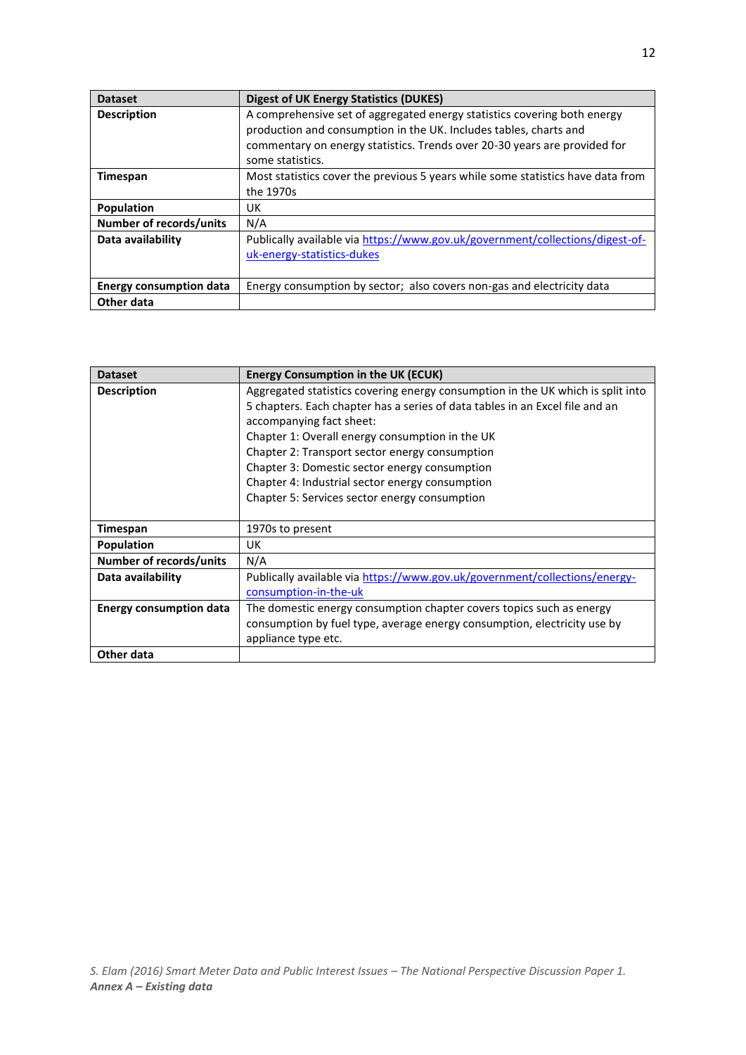| Dataset | Digest of UK Energy Statistics (DUKES) |
|---|---|
| **Description** | A comprehensive set of aggregated energy statistics covering both energy production and consumption in the UK. Includes tables, charts and commentary on energy statistics. Trends over 20-30 years are provided for some statistics. |
| **Timespan** | Most statistics cover the previous 5 years while some statistics have data from the 1970s |
| **Population** | UK |
| **Number of records/units** | N/A |
| **Data availability** | Publically available via [https://www.gov.uk/government/collections/digest-of-uk-energy-statistics-dukes](https://www.gov.uk/government/collections/digest-of-uk-energy-statistics-dukes) |
| **Energy consumption data** | Energy consumption by sector; also covers non-gas and electricity data |
| **Other data** | |

| Dataset | Energy Consumption in the UK (ECUK) |
|---|---|
| **Description** | Aggregated statistics covering energy consumption in the UK which is split into 5 chapters. Each chapter has a series of data tables in an Excel file and an accompanying fact sheet:<br>Chapter 1: Overall energy consumption in the UK<br>Chapter 2: Transport sector energy consumption<br>Chapter 3: Domestic sector energy consumption<br>Chapter 4: Industrial sector energy consumption<br>Chapter 5: Services sector energy consumption |
| **Timespan** | 1970s to present |
| **Population** | UK |
| **Number of records/units** | N/A |
| **Data availability** | Publically available via [https://www.gov.uk/government/collections/energy-consumption-in-the-uk](https://www.gov.uk/government/collections/energy-consumption-in-the-uk) |
| **Energy consumption data** | The domestic energy consumption chapter covers topics such as energy consumption by fuel type, average energy consumption, electricity use by appliance type etc. |
| **Other data** | |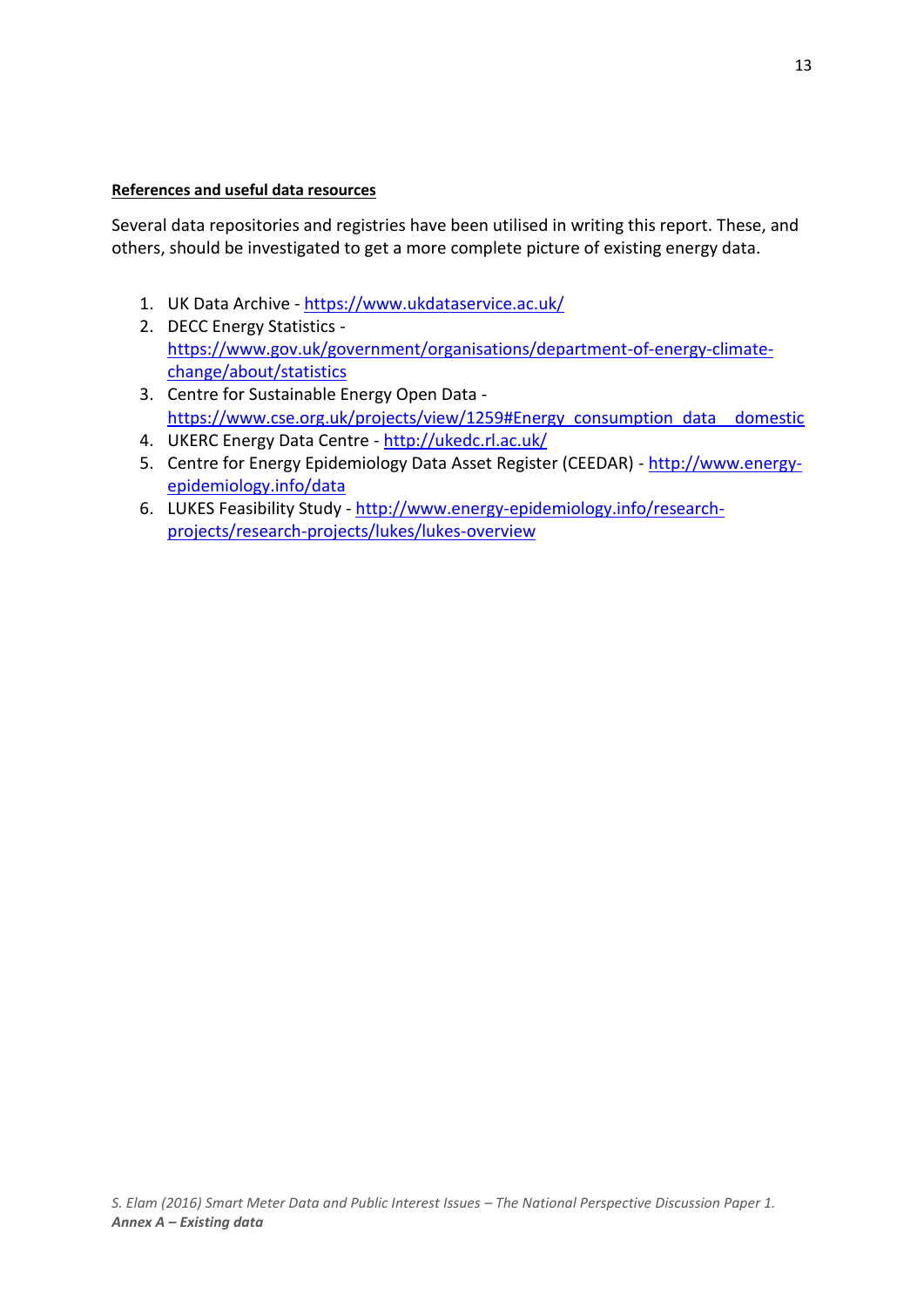**References and useful data resources**

Several data repositories and registries have been utilised in writing this report. These, and others, should be investigated to get a more complete picture of existing energy data.

1. UK Data Archive - https://www.ukdataservice.ac.uk/
2. DECC Energy Statistics - https://www.gov.uk/government/organisations/department-of-energy-climate-change/about/statistics
3. Centre for Sustainable Energy Open Data - https://www.cse.org.uk/projects/view/1259#Energy_consumption_data__domestic
4. UKERC Energy Data Centre - http://ukedc.rl.ac.uk/
5. Centre for Energy Epidemiology Data Asset Register (CEEDAR) - http://www.energy-epidemiology.info/data
6. LUKES Feasibility Study - http://www.energy-epidemiology.info/research-projects/research-projects/lukes/lukes-overview